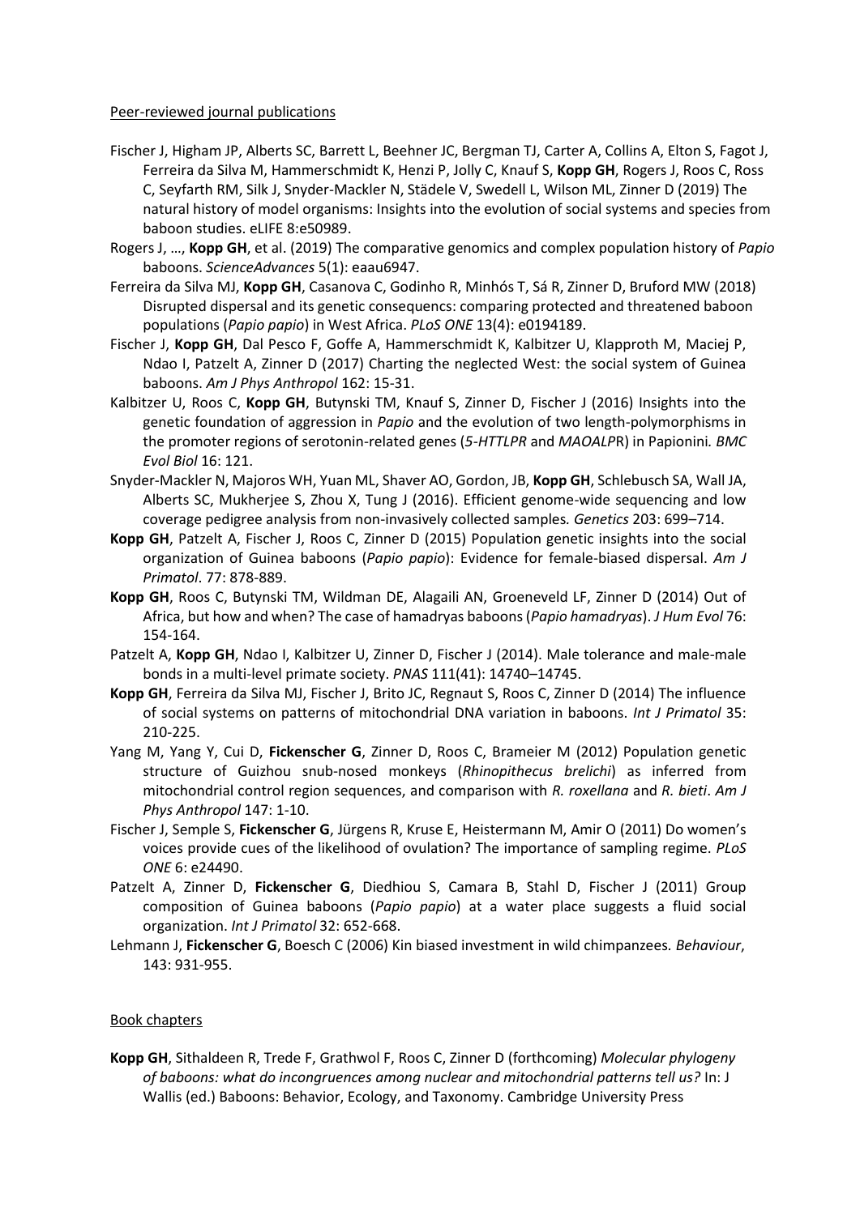Peer-reviewed journal publications

- Fischer J, Higham JP, Alberts SC, Barrett L, Beehner JC, Bergman TJ, Carter A, Collins A, Elton S, Fagot J, Ferreira da Silva M, Hammerschmidt K, Henzi P, Jolly C, Knauf S, **Kopp GH**, Rogers J, Roos C, Ross C, Seyfarth RM, Silk J, Snyder-Mackler N, Städele V, Swedell L, Wilson ML, Zinner D (2019) The natural history of model organisms: Insights into the evolution of social systems and species from baboon studies. eLIFE 8:e50989.
- Rogers J, …, **Kopp GH**, et al. (2019) The comparative genomics and complex population history of *Papio* baboons. *ScienceAdvances* 5(1): eaau6947.
- Ferreira da Silva MJ, **Kopp GH**, Casanova C, Godinho R, Minhós T, Sá R, Zinner D, Bruford MW (2018) Disrupted dispersal and its genetic consequencs: comparing protected and threatened baboon populations (*Papio papio*) in West Africa. *PLoS ONE* 13(4): e0194189.
- Fischer J, **Kopp GH**, Dal Pesco F, Goffe A, Hammerschmidt K, Kalbitzer U, Klapproth M, Maciej P, Ndao I, Patzelt A, Zinner D (2017) Charting the neglected West: the social system of Guinea baboons. *Am J Phys Anthropol* 162: 15-31.
- Kalbitzer U, Roos C, **Kopp GH**, Butynski TM, Knauf S, Zinner D, Fischer J (2016) Insights into the genetic foundation of aggression in *Papio* and the evolution of two length-polymorphisms in the promoter regions of serotonin-related genes (*5-HTTLPR* and *MAOALP*R) in Papionini. *BMC Evol Biol* 16: 121.
- Snyder-Mackler N, Majoros WH, Yuan ML, Shaver AO, Gordon, JB, **Kopp GH**, Schlebusch SA, Wall JA, Alberts SC, Mukherjee S, Zhou X, Tung J (2016). Efficient genome-wide sequencing and low coverage pedigree analysis from non-invasively collected samples. *Genetics* 203: 699–714.
- **Kopp GH**, Patzelt A, Fischer J, Roos C, Zinner D (2015) Population genetic insights into the social organization of Guinea baboons (*Papio papio*): Evidence for female-biased dispersal. *Am J Primatol*. 77: 878-889.
- **Kopp GH**, Roos C, Butynski TM, Wildman DE, Alagaili AN, Groeneveld LF, Zinner D (2014) Out of Africa, but how and when? The case of hamadryas baboons (*Papio hamadryas*). *J Hum Evol* 76: 154-164.
- Patzelt A, **Kopp GH**, Ndao I, Kalbitzer U, Zinner D, Fischer J (2014). Male tolerance and male-male bonds in a multi-level primate society. *PNAS* 111(41): 14740–14745.
- **Kopp GH**, Ferreira da Silva MJ, Fischer J, Brito JC, Regnaut S, Roos C, Zinner D (2014) The influence of social systems on patterns of mitochondrial DNA variation in baboons. *Int J Primatol* 35: 210-225.
- Yang M, Yang Y, Cui D, **Fickenscher G**, Zinner D, Roos C, Brameier M (2012) Population genetic structure of Guizhou snub-nosed monkeys (*Rhinopithecus brelichi*) as inferred from mitochondrial control region sequences, and comparison with *R. roxellana* and *R. bieti*. *Am J Phys Anthropol* 147: 1-10.
- Fischer J, Semple S, **Fickenscher G**, Jürgens R, Kruse E, Heistermann M, Amir O (2011) Do women's voices provide cues of the likelihood of ovulation? The importance of sampling regime. *PLoS ONE* 6: e24490.
- Patzelt A, Zinner D, **Fickenscher G**, Diedhiou S, Camara B, Stahl D, Fischer J (2011) Group composition of Guinea baboons (*Papio papio*) at a water place suggests a fluid social organization. *Int J Primatol* 32: 652-668.
- Lehmann J, **Fickenscher G**, Boesch C (2006) Kin biased investment in wild chimpanzees. *Behaviour*, 143: 931-955.

Book chapters

- **Kopp GH**, Sithaldeen R, Trede F, Grathwol F, Roos C, Zinner D (forthcoming) *Molecular phylogeny of baboons: what do incongruences among nuclear and mitochondrial patterns tell us?* In: J Wallis (ed.) Baboons: Behavior, Ecology, and Taxonomy. Cambridge University Press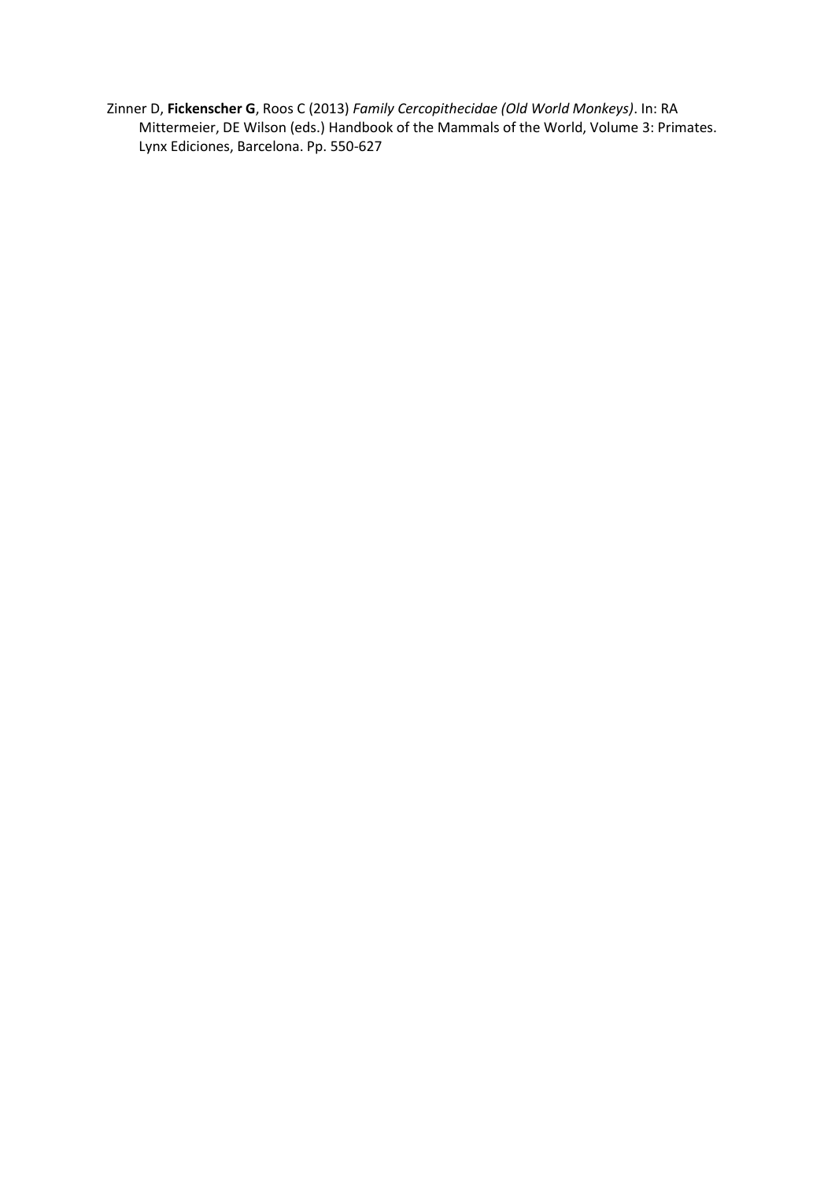Zinner D, **Fickenscher G**, Roos C (2013) *Family Cercopithecidae (Old World Monkeys)*. In: RA Mittermeier, DE Wilson (eds.) Handbook of the Mammals of the World, Volume 3: Primates. Lynx Ediciones, Barcelona. Pp. 550-627